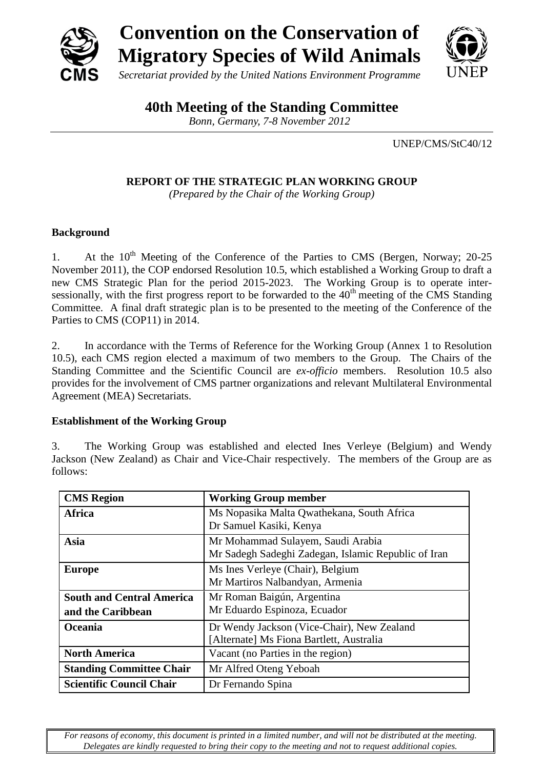# Convention on the Conservation of Migratory Species of Wild Animals

*Secretariat provided by the United Nations Environment Programme*

## 40th Meeting of the Standing Committee

*Bonn, Germany, 7-8 November 2012*

UNEP/CMS/StC40/12

### REPORT OF THE STRATEGIC PLAN WORKING GROUP

*(Prepared by the Chair of the Working Group)*

**Background**

1. At the 10th Meeting of the Conference of the Parties to CMS (Bergen, Norway; 20-25 November 2011), the COP endorsed Resolution 10.5, which established a Working Group to draft a new CMS Strategic Plan for the period 2015-2023. The Working Group is to operate inter-sessionally, with the first progress report to be forwarded to the 40th meeting of the CMS Standing Committee. A final draft strategic plan is to be presented to the meeting of the Conference of the Parties to CMS (COP11) in 2014.

2. In accordance with the Terms of Reference for the Working Group (Annex 1 to Resolution 10.5), each CMS region elected a maximum of two members to the Group. The Chairs of the Standing Committee and the Scientific Council are *ex-officio* members. Resolution 10.5 also provides for the involvement of CMS partner organizations and relevant Multilateral Environmental Agreement (MEA) Secretariats.

**Establishment of the Working Group**

3. The Working Group was established and elected Ines Verleye (Belgium) and Wendy Jackson (New Zealand) as Chair and Vice-Chair respectively. The members of the Group are as follows:

| CMS Region | Working Group member |
|---|---|
| **Africa** | Ms Nopasika Malta Qwathekana, South Africa<br>Dr Samuel Kasiki, Kenya |
| **Asia** | Mr Mohammad Sulayem, Saudi Arabia<br>Mr Sadegh Sadeghi Zadegan, Islamic Republic of Iran |
| **Europe** | Ms Ines Verleye (Chair), Belgium<br>Mr Martiros Nalbandyan, Armenia |
| **South and Central America and the Caribbean** | Mr Roman Baigún, Argentina<br>Mr Eduardo Espinoza, Ecuador |
| **Oceania** | Dr Wendy Jackson (Vice-Chair), New Zealand<br>[Alternate] Ms Fiona Bartlett, Australia |
| **North America** | Vacant (no Parties in the region) |
| **Standing Committee Chair** | Mr Alfred Oteng Yeboah |
| **Scientific Council Chair** | Dr Fernando Spina |

*For reasons of economy, this document is printed in a limited number, and will not be distributed at the meeting. Delegates are kindly requested to bring their copy to the meeting and not to request additional copies.*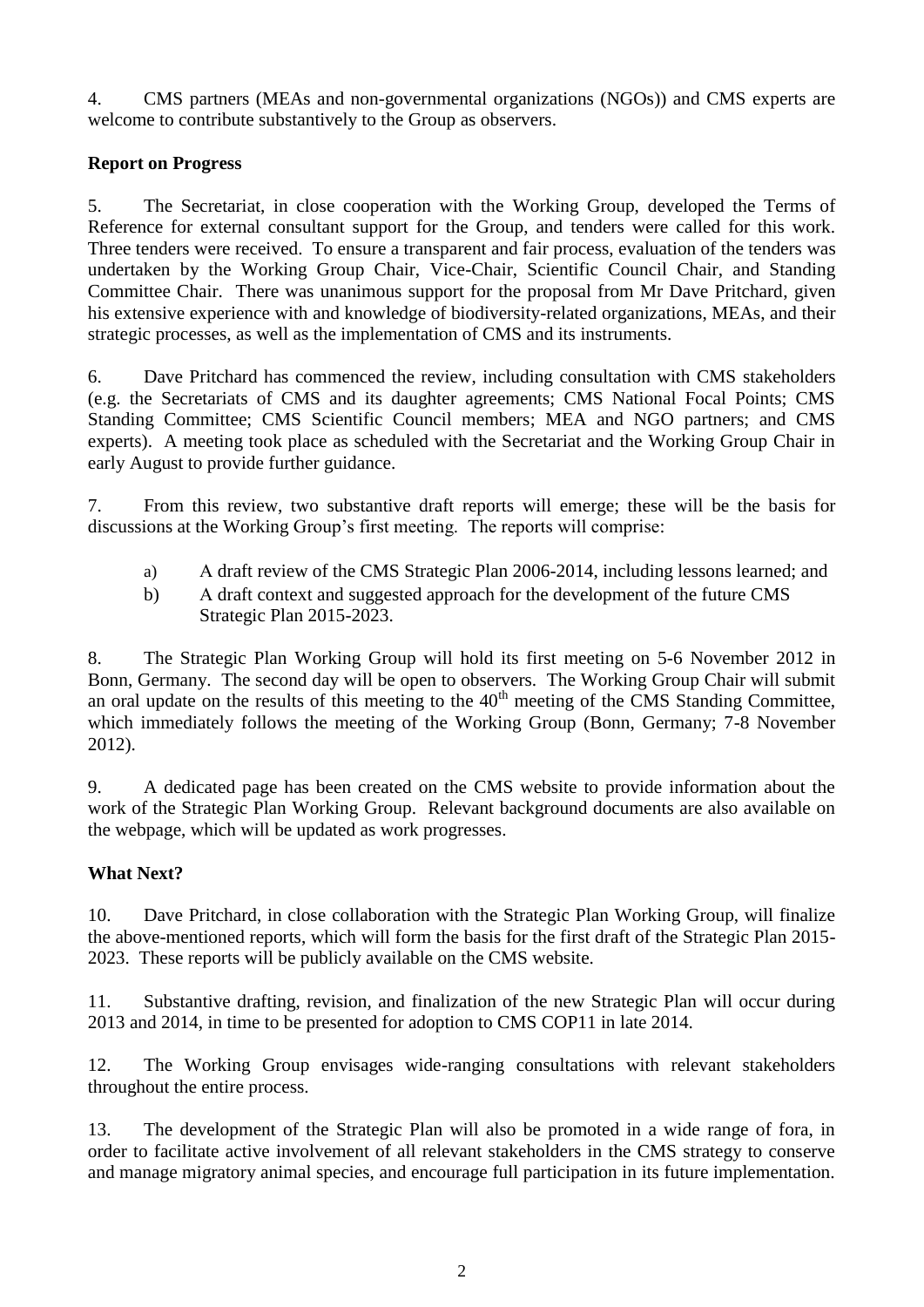4. CMS partners (MEAs and non-governmental organizations (NGOs)) and CMS experts are welcome to contribute substantively to the Group as observers.

**Report on Progress**

5. The Secretariat, in close cooperation with the Working Group, developed the Terms of Reference for external consultant support for the Group, and tenders were called for this work. Three tenders were received. To ensure a transparent and fair process, evaluation of the tenders was undertaken by the Working Group Chair, Vice-Chair, Scientific Council Chair, and Standing Committee Chair. There was unanimous support for the proposal from Mr Dave Pritchard, given his extensive experience with and knowledge of biodiversity-related organizations, MEAs, and their strategic processes, as well as the implementation of CMS and its instruments.

6. Dave Pritchard has commenced the review, including consultation with CMS stakeholders (e.g. the Secretariats of CMS and its daughter agreements; CMS National Focal Points; CMS Standing Committee; CMS Scientific Council members; MEA and NGO partners; and CMS experts). A meeting took place as scheduled with the Secretariat and the Working Group Chair in early August to provide further guidance.

7. From this review, two substantive draft reports will emerge; these will be the basis for discussions at the Working Group's first meeting. The reports will comprise:

a) A draft review of the CMS Strategic Plan 2006-2014, including lessons learned; and
b) A draft context and suggested approach for the development of the future CMS Strategic Plan 2015-2023.

8. The Strategic Plan Working Group will hold its first meeting on 5-6 November 2012 in Bonn, Germany. The second day will be open to observers. The Working Group Chair will submit an oral update on the results of this meeting to the 40th meeting of the CMS Standing Committee, which immediately follows the meeting of the Working Group (Bonn, Germany; 7-8 November 2012).

9. A dedicated page has been created on the CMS website to provide information about the work of the Strategic Plan Working Group. Relevant background documents are also available on the webpage, which will be updated as work progresses.

**What Next?**

10. Dave Pritchard, in close collaboration with the Strategic Plan Working Group, will finalize the above-mentioned reports, which will form the basis for the first draft of the Strategic Plan 2015-2023. These reports will be publicly available on the CMS website.

11. Substantive drafting, revision, and finalization of the new Strategic Plan will occur during 2013 and 2014, in time to be presented for adoption to CMS COP11 in late 2014.

12. The Working Group envisages wide-ranging consultations with relevant stakeholders throughout the entire process.

13. The development of the Strategic Plan will also be promoted in a wide range of fora, in order to facilitate active involvement of all relevant stakeholders in the CMS strategy to conserve and manage migratory animal species, and encourage full participation in its future implementation.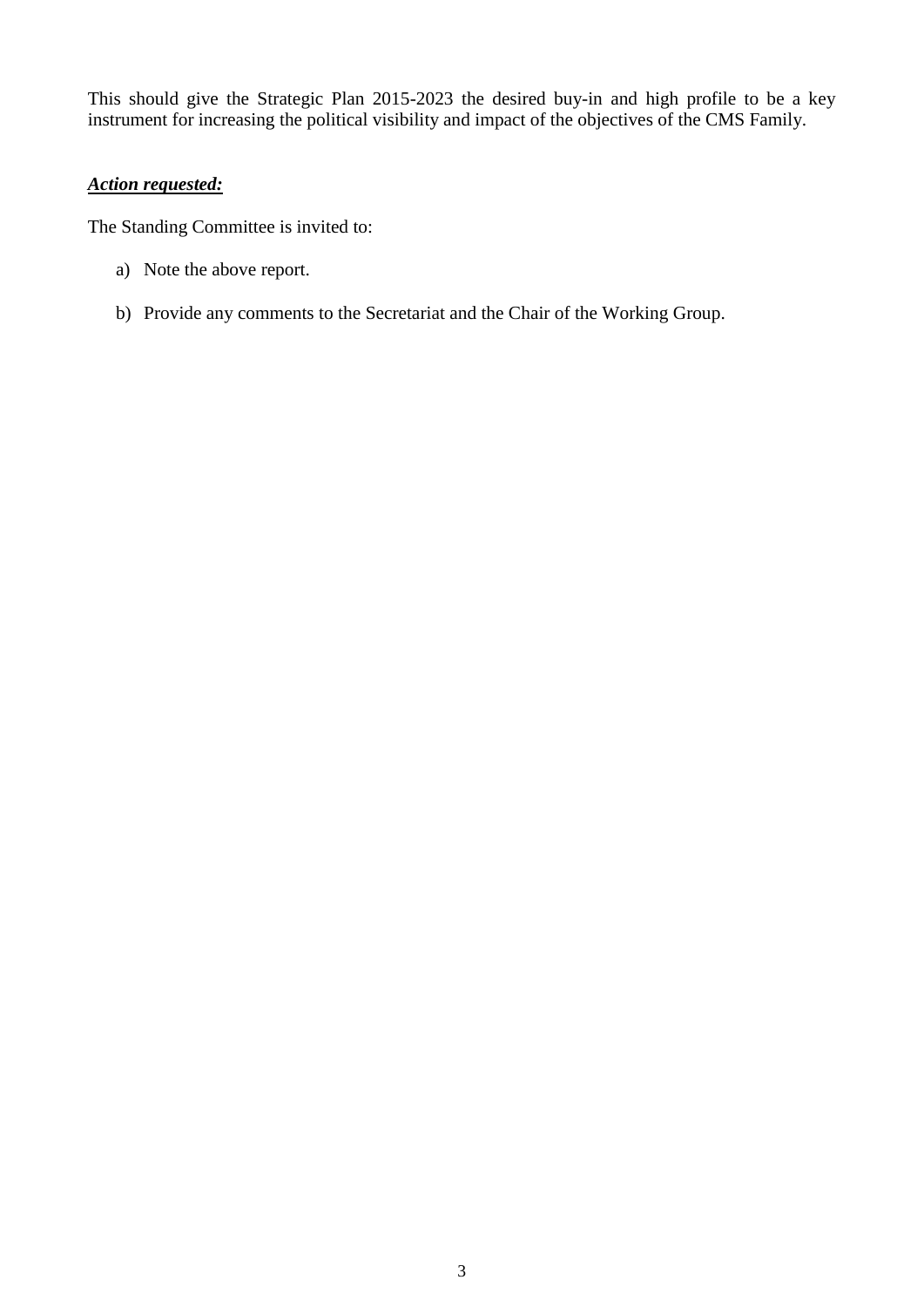This should give the Strategic Plan 2015-2023 the desired buy-in and high profile to be a key instrument for increasing the political visibility and impact of the objectives of the CMS Family.

***Action requested:***

The Standing Committee is invited to:

a) Note the above report.

b) Provide any comments to the Secretariat and the Chair of the Working Group.